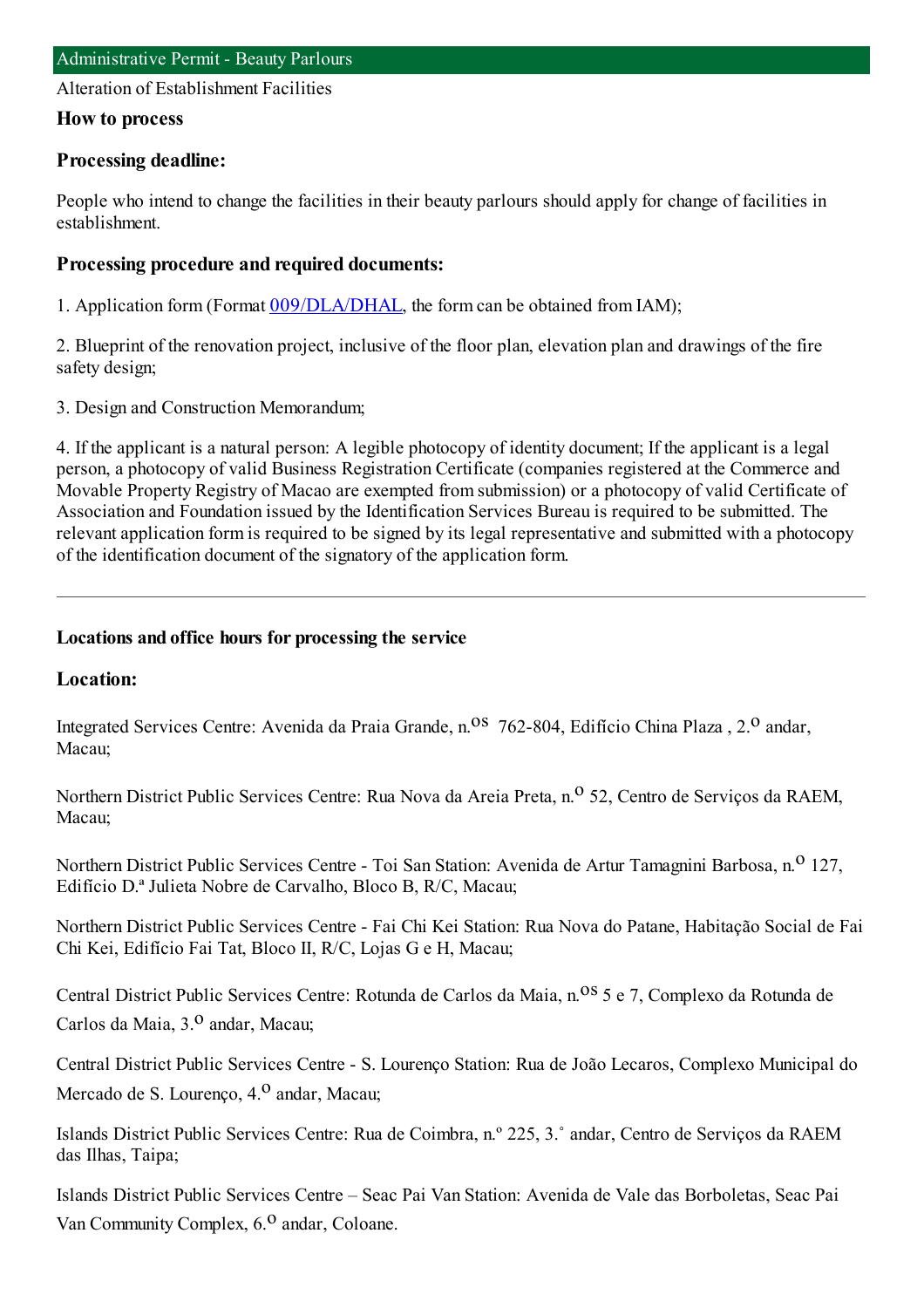# Administrative Permit - Beauty Parlours

Alteration of Establishment Facilities

## How to process

### Processing deadline:

People who intend to change the facilities in their beauty parlours should apply for change of facilities in establishment.

### Processing procedure and required documents:

1. Application form (Format 009/DLA/DHAL, the form can be obtained from IAM);

2. Blueprint of the renovation project, inclusive of the floor plan, elevation plan and drawings of the fire safety design;

3. Design and Construction Memorandum;

4. If the applicant is a natural person: A legible photocopy of identity document; If the applicant is a legal person, a photocopy of valid Business Registration Certificate (companies registered at the Commerce and Movable Property Registry of Macao are exempted from submission) or a photocopy of valid Certificate of Association and Foundation issued by the Identification Services Bureau is required to be submitted. The relevant application form is required to be signed by its legal representative and submitted with a photocopy of the identification document of the signatory of the application form.

---

### Locations and office hours for processing the service

### Location:

Integrated Services Centre: Avenida da Praia Grande, n.os 762-804, Edifício China Plaza , 2.o andar, Macau;

Northern District Public Services Centre: Rua Nova da Areia Preta, n.o 52, Centro de Serviços da RAEM, Macau;

Northern District Public Services Centre - Toi San Station: Avenida de Artur Tamagnini Barbosa, n.o 127, Edifício D.ª Julieta Nobre de Carvalho, Bloco B, R/C, Macau;

Northern District Public Services Centre - Fai Chi Kei Station: Rua Nova do Patane, Habitação Social de Fai Chi Kei, Edifício Fai Tat, Bloco II, R/C, Lojas G e H, Macau;

Central District Public Services Centre: Rotunda de Carlos da Maia, n.os 5 e 7, Complexo da Rotunda de Carlos da Maia, 3.o andar, Macau;

Central District Public Services Centre - S. Lourenço Station: Rua de João Lecaros, Complexo Municipal do Mercado de S. Lourenço, 4.o andar, Macau;

Islands District Public Services Centre: Rua de Coimbra, n.º 225, 3.˚ andar, Centro de Serviços da RAEM das Ilhas, Taipa;

Islands District Public Services Centre – Seac Pai Van Station: Avenida de Vale das Borboletas, Seac Pai Van Community Complex, 6.o andar, Coloane.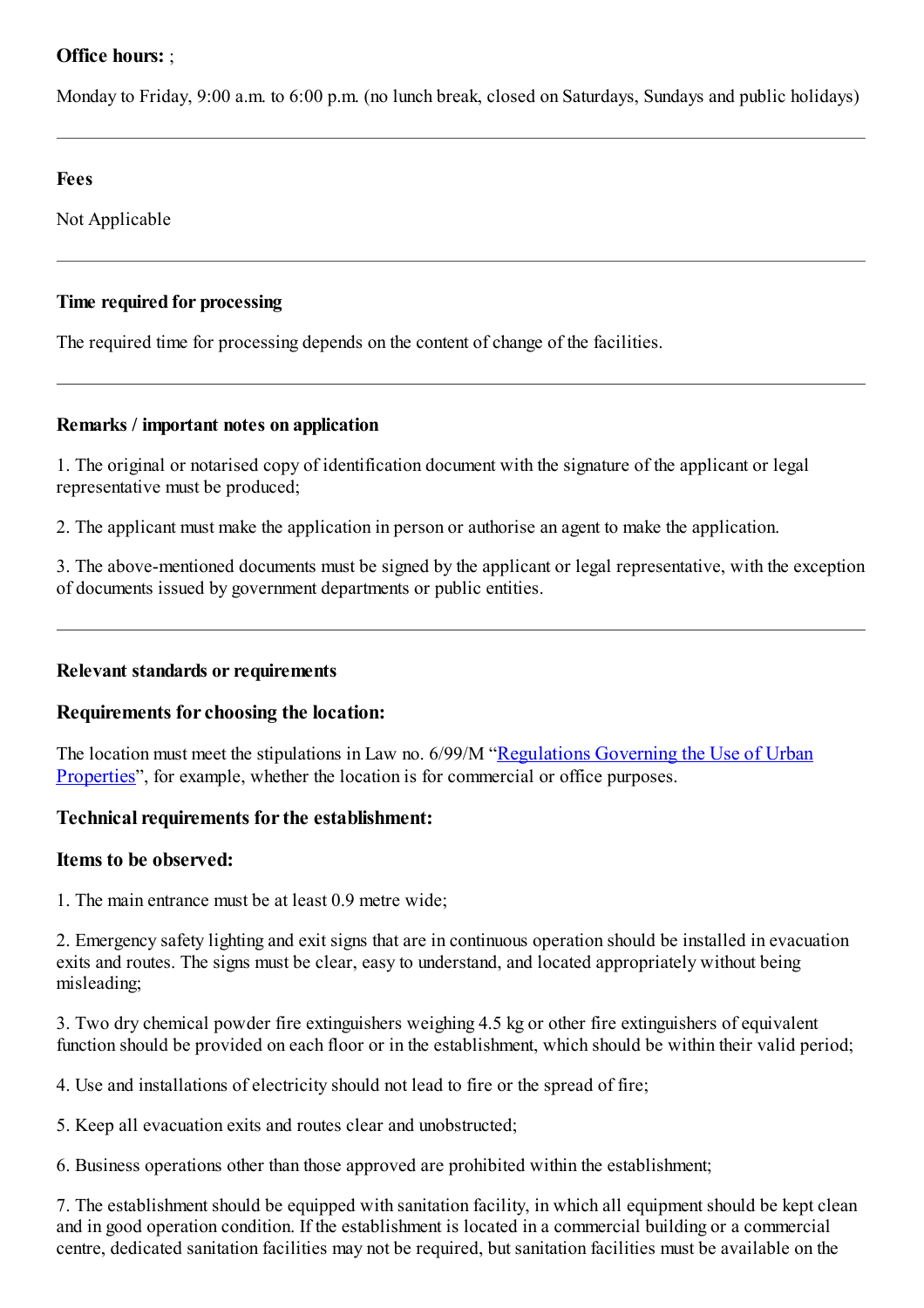**Office hours:** ;

Monday to Friday, 9:00 a.m. to 6:00 p.m. (no lunch break, closed on Saturdays, Sundays and public holidays)

---

**Fees**

Not Applicable

---

**Time required for processing**

The required time for processing depends on the content of change of the facilities.

---

**Remarks / important notes on application**

1. The original or notarised copy of identification document with the signature of the applicant or legal representative must be produced;

2. The applicant must make the application in person or authorise an agent to make the application.

3. The above-mentioned documents must be signed by the applicant or legal representative, with the exception of documents issued by government departments or public entities.

---

**Relevant standards or requirements**

**Requirements for choosing the location:**

The location must meet the stipulations in Law no. 6/99/M "Regulations Governing the Use of Urban Properties", for example, whether the location is for commercial or office purposes.

**Technical requirements for the establishment:**

**Items to be observed:**

1. The main entrance must be at least 0.9 metre wide;

2. Emergency safety lighting and exit signs that are in continuous operation should be installed in evacuation exits and routes. The signs must be clear, easy to understand, and located appropriately without being misleading;

3. Two dry chemical powder fire extinguishers weighing 4.5 kg or other fire extinguishers of equivalent function should be provided on each floor or in the establishment, which should be within their valid period;

4. Use and installations of electricity should not lead to fire or the spread of fire;

5. Keep all evacuation exits and routes clear and unobstructed;

6. Business operations other than those approved are prohibited within the establishment;

7. The establishment should be equipped with sanitation facility, in which all equipment should be kept clean and in good operation condition. If the establishment is located in a commercial building or a commercial centre, dedicated sanitation facilities may not be required, but sanitation facilities must be available on the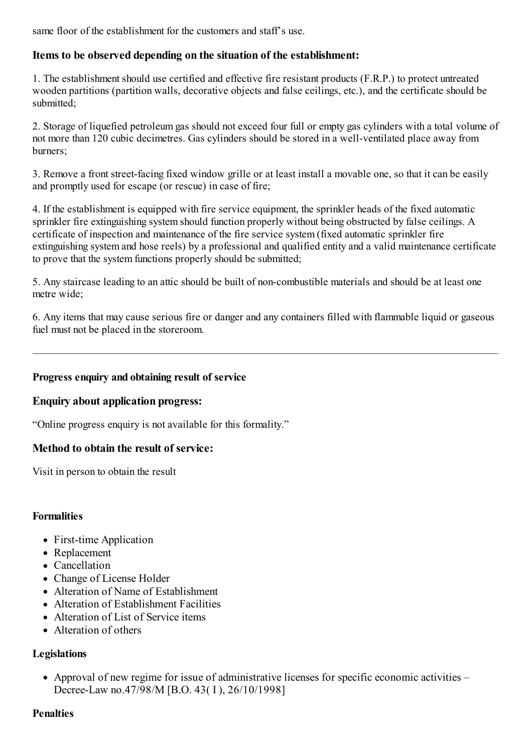same floor of the establishment for the customers and staff's use.

### Items to be observed depending on the situation of the establishment:

1. The establishment should use certified and effective fire resistant products (F.R.P.) to protect untreated wooden partitions (partition walls, decorative objects and false ceilings, etc.), and the certificate should be submitted;

2. Storage of liquefied petroleum gas should not exceed four full or empty gas cylinders with a total volume of not more than 120 cubic decimetres. Gas cylinders should be stored in a well-ventilated place away from burners;

3. Remove a front street-facing fixed window grille or at least install a movable one, so that it can be easily and promptly used for escape (or rescue) in case of fire;

4. If the establishment is equipped with fire service equipment, the sprinkler heads of the fixed automatic sprinkler fire extinguishing system should function properly without being obstructed by false ceilings. A certificate of inspection and maintenance of the fire service system (fixed automatic sprinkler fire extinguishing system and hose reels) by a professional and qualified entity and a valid maintenance certificate to prove that the system functions properly should be submitted;

5. Any staircase leading to an attic should be built of non-combustible materials and should be at least one metre wide;

6. Any items that may cause serious fire or danger and any containers filled with flammable liquid or gaseous fuel must not be placed in the storeroom.

---

#### Progress enquiry and obtaining result of service

### Enquiry about application progress:

"Online progress enquiry is not available for this formality."

### Method to obtain the result of service:

Visit in person to obtain the result

#### Formalities

- First-time Application
- Replacement
- Cancellation
- Change of License Holder
- Alteration of Name of Establishment
- Alteration of Establishment Facilities
- Alteration of List of Service items
- Alteration of others

#### Legislations

- Approval of new regime for issue of administrative licenses for specific economic activities – Decree-Law no.47/98/M [B.O. 43( I ), 26/10/1998]

#### Penalties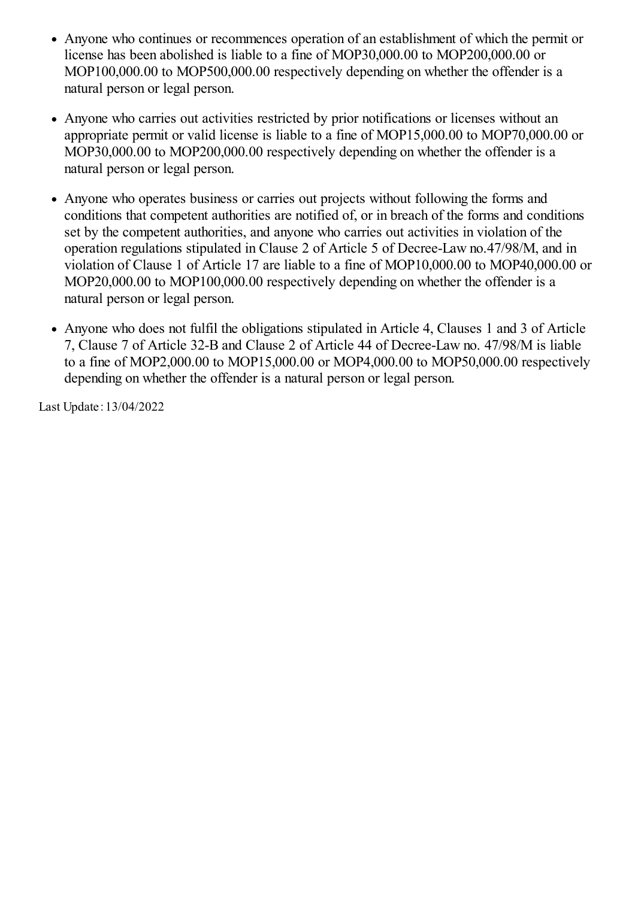- Anyone who continues or recommences operation of an establishment of which the permit or license has been abolished is liable to a fine of MOP30,000.00 to MOP200,000.00 or MOP100,000.00 to MOP500,000.00 respectively depending on whether the offender is a natural person or legal person.
- Anyone who carries out activities restricted by prior notifications or licenses without an appropriate permit or valid license is liable to a fine of MOP15,000.00 to MOP70,000.00 or MOP30,000.00 to MOP200,000.00 respectively depending on whether the offender is a natural person or legal person.
- Anyone who operates business or carries out projects without following the forms and conditions that competent authorities are notified of, or in breach of the forms and conditions set by the competent authorities, and anyone who carries out activities in violation of the operation regulations stipulated in Clause 2 of Article 5 of Decree-Law no.47/98/M, and in violation of Clause 1 of Article 17 are liable to a fine of MOP10,000.00 to MOP40,000.00 or MOP20,000.00 to MOP100,000.00 respectively depending on whether the offender is a natural person or legal person.
- Anyone who does not fulfil the obligations stipulated in Article 4, Clauses 1 and 3 of Article 7, Clause 7 of Article 32-B and Clause 2 of Article 44 of Decree-Law no. 47/98/M is liable to a fine of MOP2,000.00 to MOP15,000.00 or MOP4,000.00 to MOP50,000.00 respectively depending on whether the offender is a natural person or legal person.

Last Update : 13/04/2022